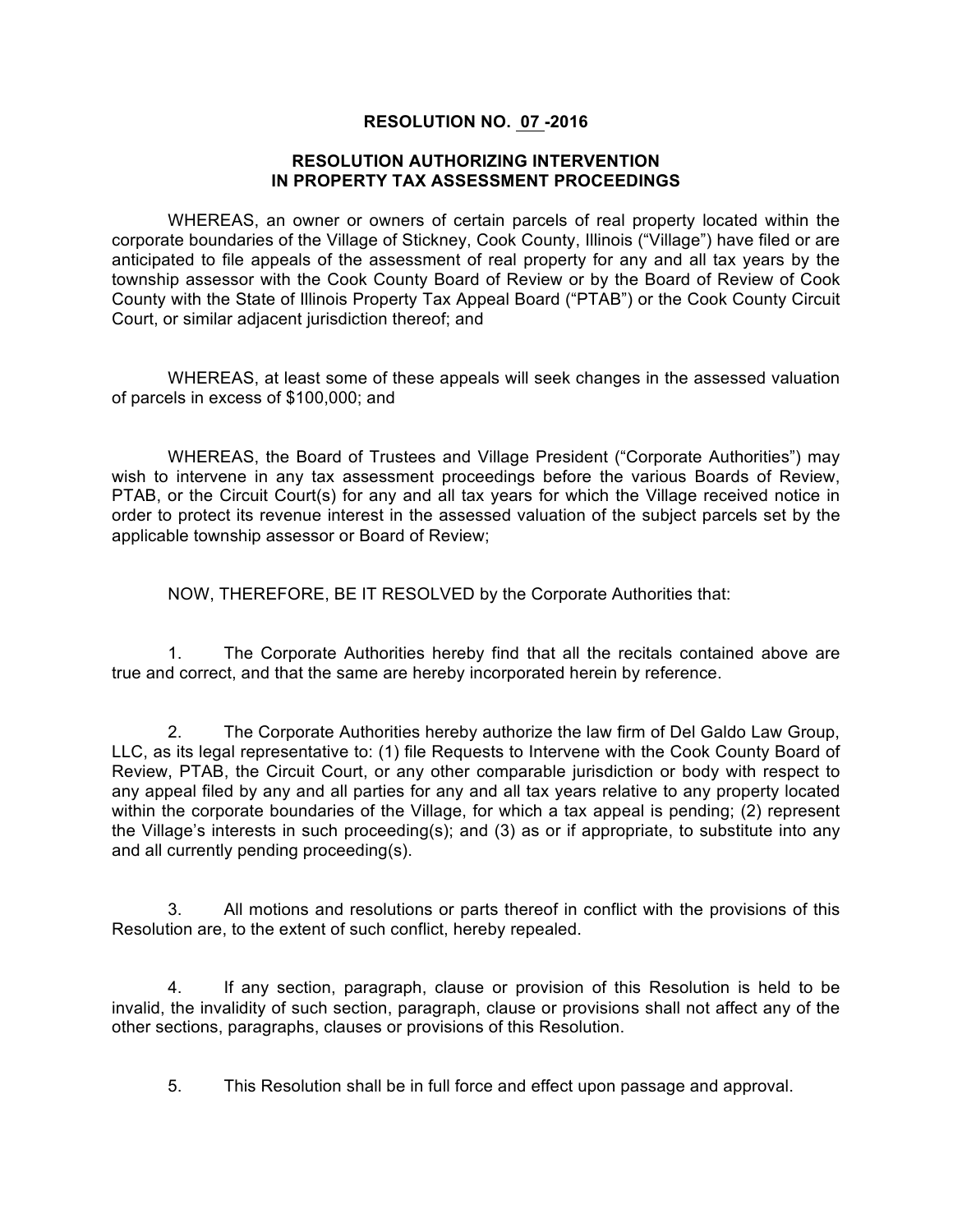# RESOLUTION NO. 07 -2016

## RESOLUTION AUTHORIZING INTERVENTION IN PROPERTY TAX ASSESSMENT PROCEEDINGS

WHEREAS, an owner or owners of certain parcels of real property located within the corporate boundaries of the Village of Stickney, Cook County, Illinois ("Village") have filed or are anticipated to file appeals of the assessment of real property for any and all tax years by the township assessor with the Cook County Board of Review or by the Board of Review of Cook County with the State of Illinois Property Tax Appeal Board ("PTAB") or the Cook County Circuit Court, or similar adjacent jurisdiction thereof; and

WHEREAS, at least some of these appeals will seek changes in the assessed valuation of parcels in excess of $100,000; and

WHEREAS, the Board of Trustees and Village President ("Corporate Authorities") may wish to intervene in any tax assessment proceedings before the various Boards of Review, PTAB, or the Circuit Court(s) for any and all tax years for which the Village received notice in order to protect its revenue interest in the assessed valuation of the subject parcels set by the applicable township assessor or Board of Review;

NOW, THEREFORE, BE IT RESOLVED by the Corporate Authorities that:

1. The Corporate Authorities hereby find that all the recitals contained above are true and correct, and that the same are hereby incorporated herein by reference.

2. The Corporate Authorities hereby authorize the law firm of Del Galdo Law Group, LLC, as its legal representative to: (1) file Requests to Intervene with the Cook County Board of Review, PTAB, the Circuit Court, or any other comparable jurisdiction or body with respect to any appeal filed by any and all parties for any and all tax years relative to any property located within the corporate boundaries of the Village, for which a tax appeal is pending; (2) represent the Village's interests in such proceeding(s); and (3) as or if appropriate, to substitute into any and all currently pending proceeding(s).

3. All motions and resolutions or parts thereof in conflict with the provisions of this Resolution are, to the extent of such conflict, hereby repealed.

4. If any section, paragraph, clause or provision of this Resolution is held to be invalid, the invalidity of such section, paragraph, clause or provisions shall not affect any of the other sections, paragraphs, clauses or provisions of this Resolution.

5. This Resolution shall be in full force and effect upon passage and approval.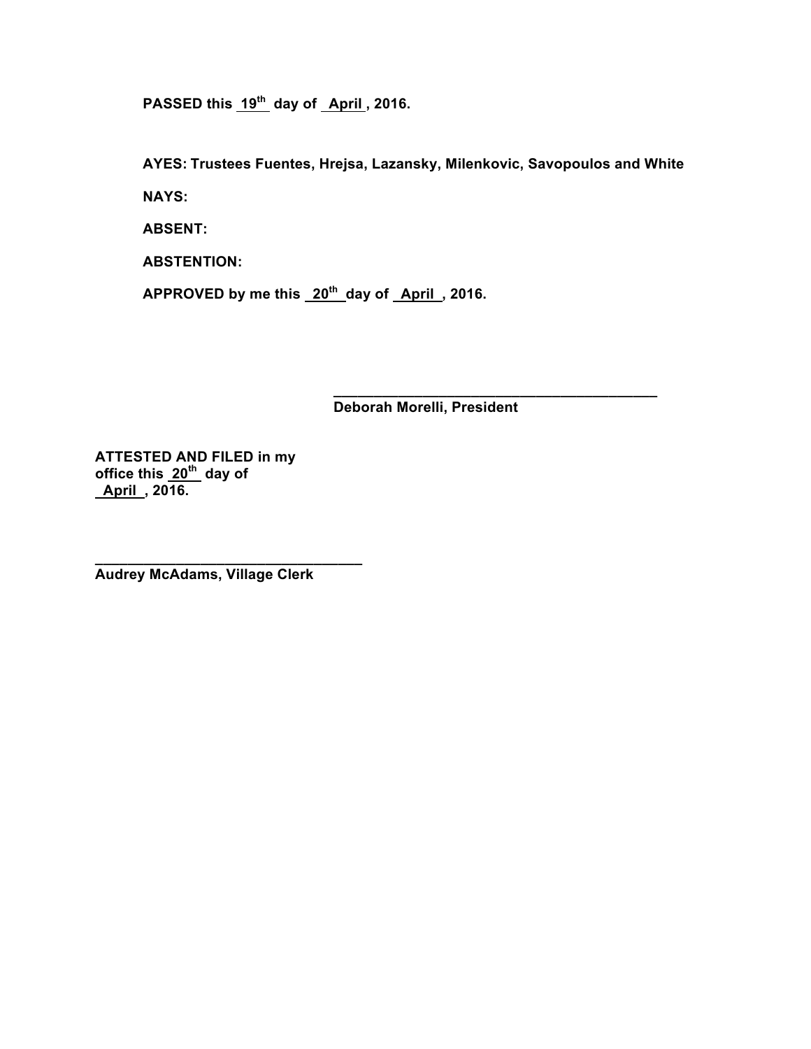**PASSED this 19th day of April, 2016.**

**AYES: Trustees Fuentes, Hrejsa, Lazansky, Milenkovic, Savopoulos and White**

**NAYS:**

**ABSENT:**

**ABSTENTION:**

**APPROVED by me this 20th day of April, 2016.**

\_\_\_\_\_\_\_\_\_\_\_\_\_\_\_\_\_\_\_\_\_\_\_\_\_\_\_\_\_\_\_\_\_\_\_\_\_\_\_\_\_\_
**Deborah Morelli, President**

**ATTESTED AND FILED in my office this 20th day of April, 2016.**

\_\_\_\_\_\_\_\_\_\_\_\_\_\_\_\_\_\_\_\_\_\_\_\_\_\_\_\_\_\_\_\_\_\_
**Audrey McAdams, Village Clerk**